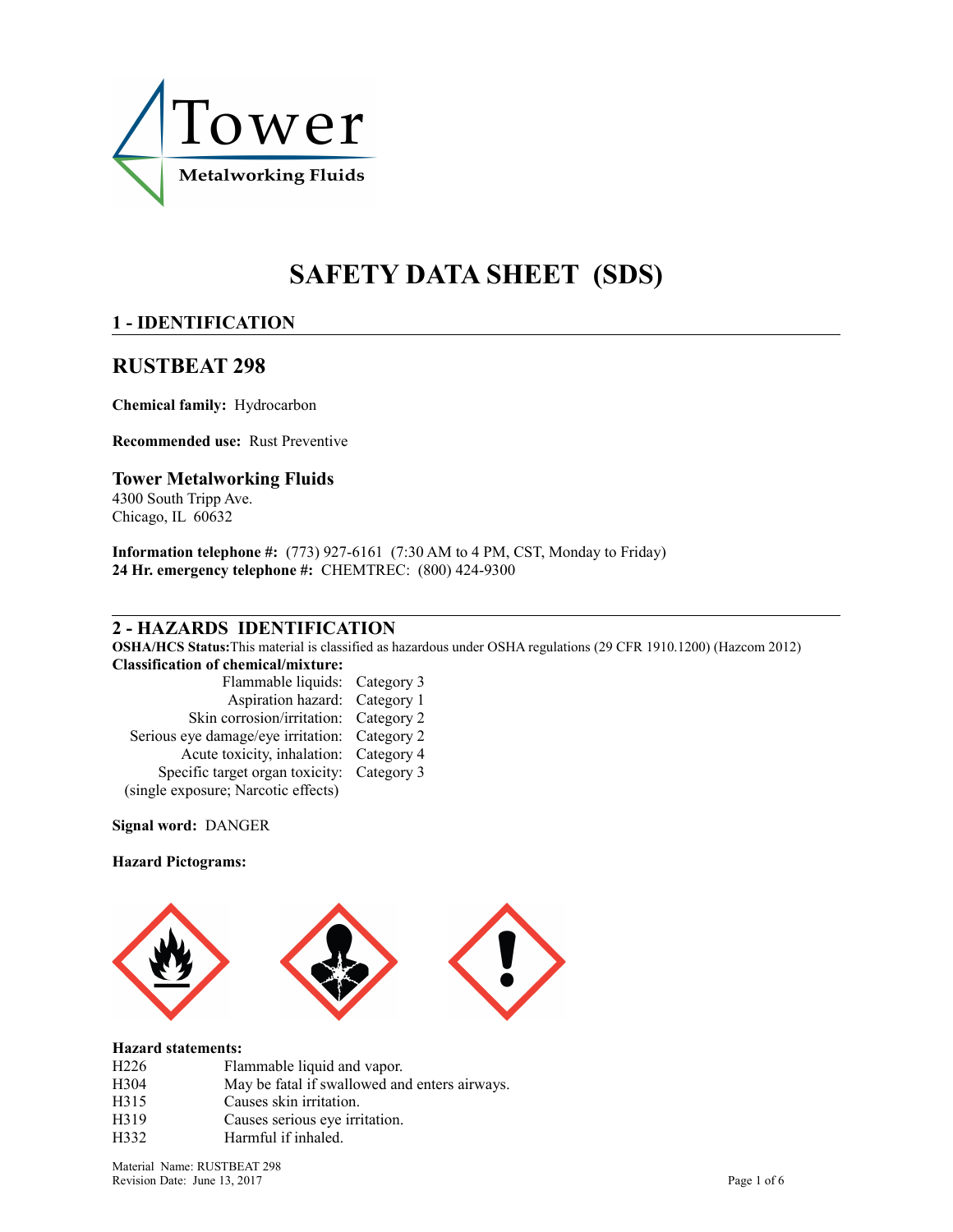Tower

Metalworking Fluids

# SAFETY DATA SHEET (SDS)

## 1 - IDENTIFICATION

## RUSTBEAT 298

**Chemical family:** Hydrocarbon

**Recommended use:** Rust Preventive

### Tower Metalworking Fluids

4300 South Tripp Ave.
Chicago, IL 60632

**Information telephone #:** (773) 927-6161 (7:30 AM to 4 PM, CST, Monday to Friday)
**24 Hr. emergency telephone #:** CHEMTREC: (800) 424-9300

## 2 - HAZARDS IDENTIFICATION

**OSHA/HCS Status:** This material is classified as hazardous under OSHA regulations (29 CFR 1910.1200) (Hazcom 2012)

**Classification of chemical/mixture:**

| | |
|---|---|
| Flammable liquids: | Category 3 |
| Aspiration hazard: | Category 1 |
| Skin corrosion/irritation: | Category 2 |
| Serious eye damage/eye irritation: | Category 2 |
| Acute toxicity, inhalation: | Category 4 |
| Specific target organ toxicity: (single exposure; Narcotic effects) | Category 3 |

**Signal word:** DANGER

**Hazard Pictograms:**

**Hazard statements:**

| | |
|---|---|
| H226 | Flammable liquid and vapor. |
| H304 | May be fatal if swallowed and enters airways. |
| H315 | Causes skin irritation. |
| H319 | Causes serious eye irritation. |
| H332 | Harmful if inhaled. |

Material Name: RUSTBEAT 298
Revision Date: June 13, 2017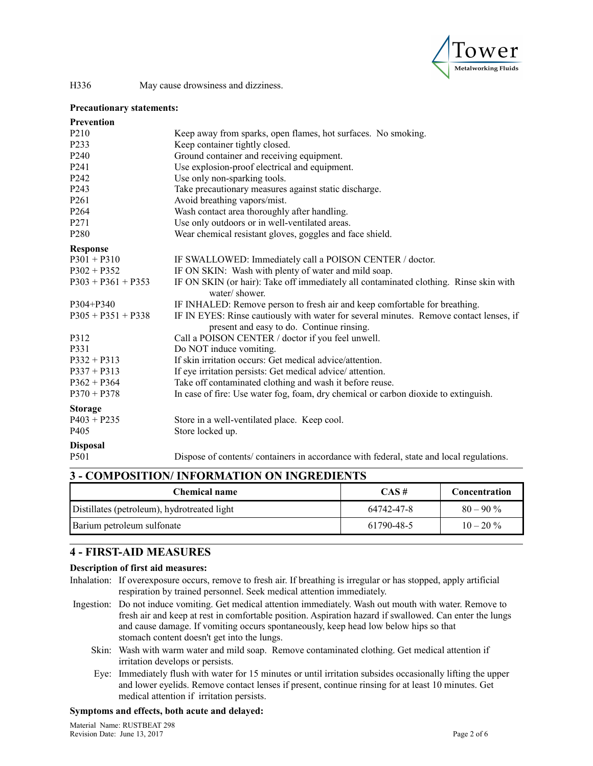H336 May cause drowsiness and dizziness.

**Precautionary statements:**

**Prevention**

| | |
|---|---|
| P210 | Keep away from sparks, open flames, hot surfaces. No smoking. |
| P233 | Keep container tightly closed. |
| P240 | Ground container and receiving equipment. |
| P241 | Use explosion-proof electrical and equipment. |
| P242 | Use only non-sparking tools. |
| P243 | Take precautionary measures against static discharge. |
| P261 | Avoid breathing vapors/mist. |
| P264 | Wash contact area thoroughly after handling. |
| P271 | Use only outdoors or in well-ventilated areas. |
| P280 | Wear chemical resistant gloves, goggles and face shield. |

**Response**

| | |
|---|---|
| P301 + P310 | IF SWALLOWED: Immediately call a POISON CENTER / doctor. |
| P302 + P352 | IF ON SKIN: Wash with plenty of water and mild soap. |
| P303 + P361 + P353 | IF ON SKIN (or hair): Take off immediately all contaminated clothing. Rinse skin with water/ shower. |
| P304+P340 | IF INHALED: Remove person to fresh air and keep comfortable for breathing. |
| P305 + P351 + P338 | IF IN EYES: Rinse cautiously with water for several minutes. Remove contact lenses, if present and easy to do. Continue rinsing. |
| P312 | Call a POISON CENTER / doctor if you feel unwell. |
| P331 | Do NOT induce vomiting. |
| P332 + P313 | If skin irritation occurs: Get medical advice/attention. |
| P337 + P313 | If eye irritation persists: Get medical advice/ attention. |
| P362 + P364 | Take off contaminated clothing and wash it before reuse. |
| P370 + P378 | In case of fire: Use water fog, foam, dry chemical or carbon dioxide to extinguish. |

**Storage**

| | |
|---|---|
| P403 + P235 | Store in a well-ventilated place. Keep cool. |
| P405 | Store locked up. |

**Disposal**

| | |
|---|---|
| P501 | Dispose of contents/ containers in accordance with federal, state and local regulations. |

## 3 - COMPOSITION/ INFORMATION ON INGREDIENTS

| Chemical name | CAS # | Concentration |
|---|---|---|
| Distillates (petroleum), hydrotreated light | 64742-47-8 | 80 – 90 % |
| Barium petroleum sulfonate | 61790-48-5 | 10 – 20 % |

## 4 - FIRST-AID MEASURES

**Description of first aid measures:**

Inhalation: If overexposure occurs, remove to fresh air. If breathing is irregular or has stopped, apply artificial respiration by trained personnel. Seek medical attention immediately.

Ingestion: Do not induce vomiting. Get medical attention immediately. Wash out mouth with water. Remove to fresh air and keep at rest in comfortable position. Aspiration hazard if swallowed. Can enter the lungs and cause damage. If vomiting occurs spontaneously, keep head low below hips so that stomach content doesn't get into the lungs.

Skin: Wash with warm water and mild soap. Remove contaminated clothing. Get medical attention if irritation develops or persists.

Eye: Immediately flush with water for 15 minutes or until irritation subsides occasionally lifting the upper and lower eyelids. Remove contact lenses if present, continue rinsing for at least 10 minutes. Get medical attention if irritation persists.

**Symptoms and effects, both acute and delayed:**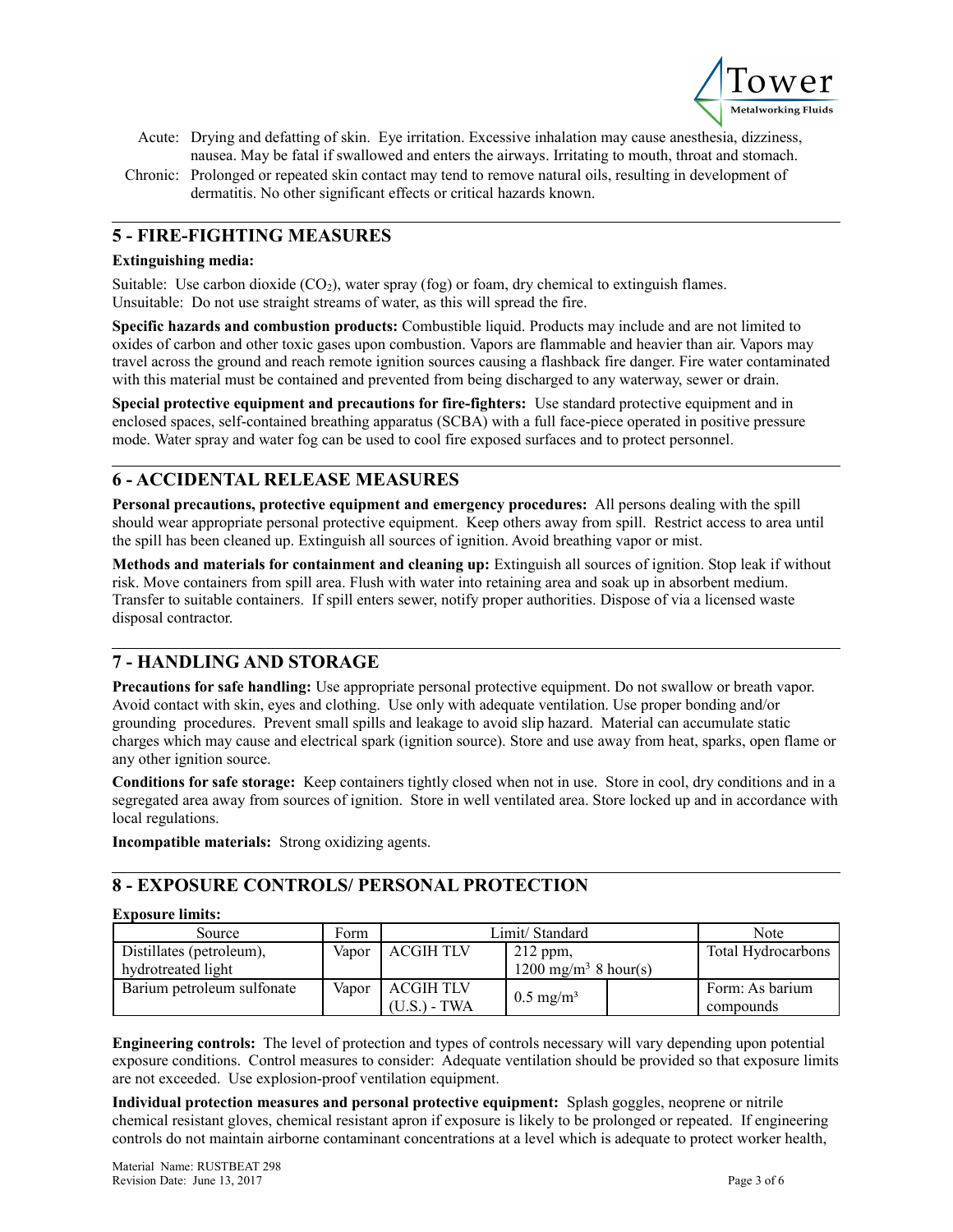Acute: Drying and defatting of skin. Eye irritation. Excessive inhalation may cause anesthesia, dizziness, nausea. May be fatal if swallowed and enters the airways. Irritating to mouth, throat and stomach.

Chronic: Prolonged or repeated skin contact may tend to remove natural oils, resulting in development of dermatitis. No other significant effects or critical hazards known.

## 5 - FIRE-FIGHTING MEASURES

**Extinguishing media:**

Suitable: Use carbon dioxide ($CO_2$), water spray (fog) or foam, dry chemical to extinguish flames.
Unsuitable: Do not use straight streams of water, as this will spread the fire.

**Specific hazards and combustion products:** Combustible liquid. Products may include and are not limited to oxides of carbon and other toxic gases upon combustion. Vapors are flammable and heavier than air. Vapors may travel across the ground and reach remote ignition sources causing a flashback fire danger. Fire water contaminated with this material must be contained and prevented from being discharged to any waterway, sewer or drain.

**Special protective equipment and precautions for fire-fighters:** Use standard protective equipment and in enclosed spaces, self-contained breathing apparatus (SCBA) with a full face-piece operated in positive pressure mode. Water spray and water fog can be used to cool fire exposed surfaces and to protect personnel.

## 6 - ACCIDENTAL RELEASE MEASURES

**Personal precautions, protective equipment and emergency procedures:** All persons dealing with the spill should wear appropriate personal protective equipment. Keep others away from spill. Restrict access to area until the spill has been cleaned up. Extinguish all sources of ignition. Avoid breathing vapor or mist.

**Methods and materials for containment and cleaning up:** Extinguish all sources of ignition. Stop leak if without risk. Move containers from spill area. Flush with water into retaining area and soak up in absorbent medium. Transfer to suitable containers. If spill enters sewer, notify proper authorities. Dispose of via a licensed waste disposal contractor.

## 7 - HANDLING AND STORAGE

**Precautions for safe handling:** Use appropriate personal protective equipment. Do not swallow or breath vapor. Avoid contact with skin, eyes and clothing. Use only with adequate ventilation. Use proper bonding and/or grounding procedures. Prevent small spills and leakage to avoid slip hazard. Material can accumulate static charges which may cause and electrical spark (ignition source). Store and use away from heat, sparks, open flame or any other ignition source.

**Conditions for safe storage:** Keep containers tightly closed when not in use. Store in cool, dry conditions and in a segregated area away from sources of ignition. Store in well ventilated area. Store locked up and in accordance with local regulations.

**Incompatible materials:** Strong oxidizing agents.

## 8 - EXPOSURE CONTROLS/ PERSONAL PROTECTION

**Exposure limits:**

| Source | Form | Limit/ Standard | | | Note |
|---|---|---|---|---|---|
| Distillates (petroleum), hydrotreated light | Vapor | ACGIH TLV | 212 ppm, 1200 $mg/m^3$ 8 hour(s) | | Total Hydrocarbons |
| Barium petroleum sulfonate | Vapor | ACGIH TLV (U.S.) - TWA | 0.5 $mg/m^3$ | | Form: As barium compounds |

**Engineering controls:** The level of protection and types of controls necessary will vary depending upon potential exposure conditions. Control measures to consider: Adequate ventilation should be provided so that exposure limits are not exceeded. Use explosion-proof ventilation equipment.

**Individual protection measures and personal protective equipment:** Splash goggles, neoprene or nitrile chemical resistant gloves, chemical resistant apron if exposure is likely to be prolonged or repeated. If engineering controls do not maintain airborne contaminant concentrations at a level which is adequate to protect worker health,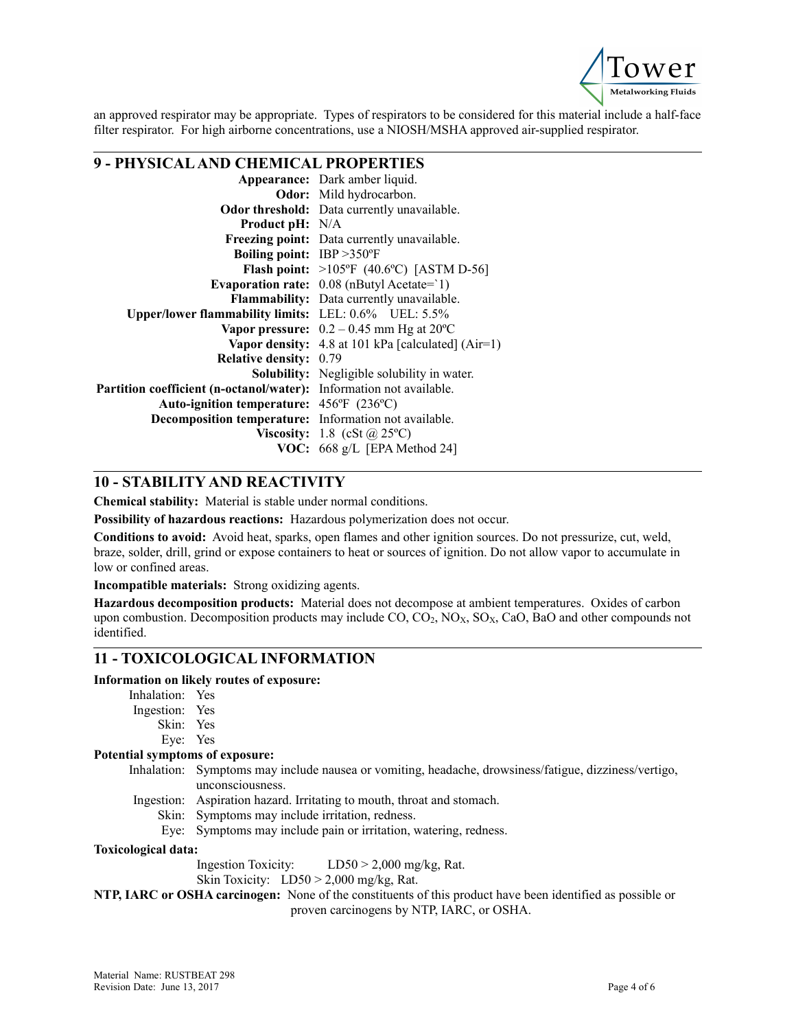an approved respirator may be appropriate. Types of respirators to be considered for this material include a half-face filter respirator. For high airborne concentrations, use a NIOSH/MSHA approved air-supplied respirator.

## 9 - PHYSICAL AND CHEMICAL PROPERTIES

| Property | Value |
|---|---|
| **Appearance:** | Dark amber liquid. |
| **Odor:** | Mild hydrocarbon. |
| **Odor threshold:** | Data currently unavailable. |
| **Product pH:** | N/A |
| **Freezing point:** | Data currently unavailable. |
| **Boiling point:** | IBP >350ºF |
| **Flash point:** | >105ºF (40.6ºC) [ASTM D-56] |
| **Evaporation rate:** | 0.08 (nButyl Acetate=`1) |
| **Flammability:** | Data currently unavailable. |
| **Upper/lower flammability limits:** | LEL: 0.6% UEL: 5.5% |
| **Vapor pressure:** | 0.2 – 0.45 mm Hg at 20ºC |
| **Vapor density:** | 4.8 at 101 kPa [calculated] (Air=1) |
| **Relative density:** | 0.79 |
| **Solubility:** | Negligible solubility in water. |
| **Partition coefficient (n-octanol/water):** | Information not available. |
| **Auto-ignition temperature:** | 456ºF (236ºC) |
| **Decomposition temperature:** | Information not available. |
| **Viscosity:** | 1.8 (cSt @ 25ºC) |
| **VOC:** | 668 g/L [EPA Method 24] |

## 10 - STABILITY AND REACTIVITY

**Chemical stability:** Material is stable under normal conditions.

**Possibility of hazardous reactions:** Hazardous polymerization does not occur.

**Conditions to avoid:** Avoid heat, sparks, open flames and other ignition sources. Do not pressurize, cut, weld, braze, solder, drill, grind or expose containers to heat or sources of ignition. Do not allow vapor to accumulate in low or confined areas.

**Incompatible materials:** Strong oxidizing agents.

**Hazardous decomposition products:** Material does not decompose at ambient temperatures. Oxides of carbon upon combustion. Decomposition products may include CO, $CO_2$, $NO_X$, $SO_X$, CaO, BaO and other compounds not identified.

## 11 - TOXICOLOGICAL INFORMATION

**Information on likely routes of exposure:**

- Inhalation: Yes
- Ingestion: Yes
- Skin: Yes
- Eye: Yes

**Potential symptoms of exposure:**

- Inhalation: Symptoms may include nausea or vomiting, headache, drowsiness/fatigue, dizziness/vertigo, unconsciousness.
- Ingestion: Aspiration hazard. Irritating to mouth, throat and stomach.
- Skin: Symptoms may include irritation, redness.
- Eye: Symptoms may include pain or irritation, watering, redness.

**Toxicological data:**

Ingestion Toxicity: LD50 > 2,000 mg/kg, Rat.

Skin Toxicity: LD50 > 2,000 mg/kg, Rat.

**NTP, IARC or OSHA carcinogen:** None of the constituents of this product have been identified as possible or proven carcinogens by NTP, IARC, or OSHA.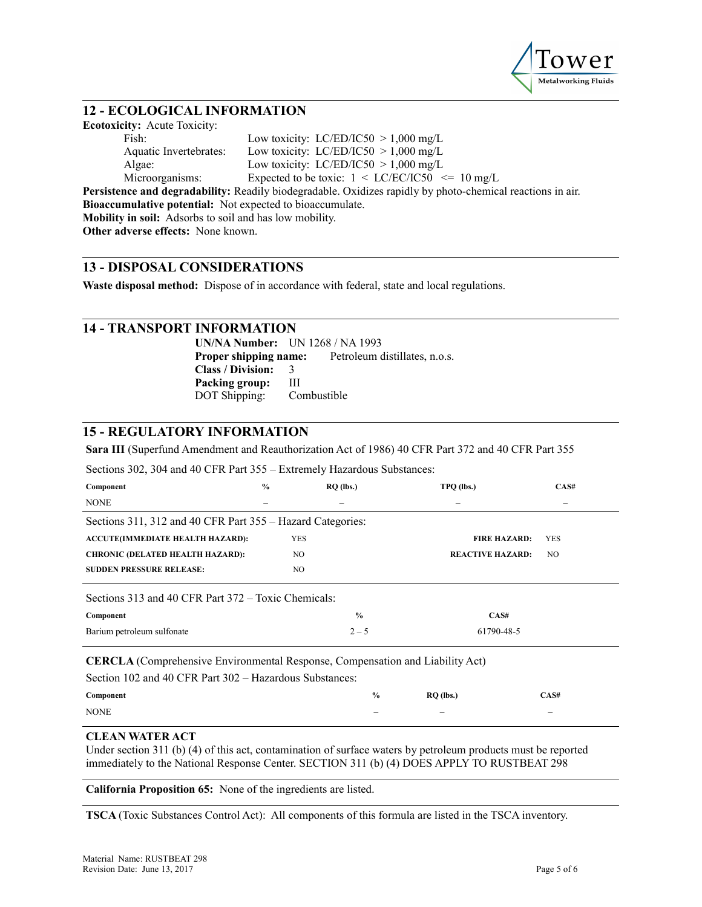## 12 - ECOLOGICAL INFORMATION

**Ecotoxicity:** Acute Toxicity:

| | |
|---|---|
| Fish: | Low toxicity: LC/ED/IC50 > 1,000 mg/L |
| Aquatic Invertebrates: | Low toxicity: LC/ED/IC50 > 1,000 mg/L |
| Algae: | Low toxicity: LC/ED/IC50 > 1,000 mg/L |
| Microorganisms: | Expected to be toxic: 1 < LC/EC/IC50 <= 10 mg/L |

**Persistence and degradability:** Readily biodegradable. Oxidizes rapidly by photo-chemical reactions in air.
**Bioaccumulative potential:** Not expected to bioaccumulate.
**Mobility in soil:** Adsorbs to soil and has low mobility.
**Other adverse effects:** None known.

## 13 - DISPOSAL CONSIDERATIONS

**Waste disposal method:** Dispose of in accordance with federal, state and local regulations.

## 14 - TRANSPORT INFORMATION

**UN/NA Number:** UN 1268 / NA 1993
**Proper shipping name:** Petroleum distillates, n.o.s.
**Class / Division:** 3
**Packing group:** III
DOT Shipping: Combustible

## 15 - REGULATORY INFORMATION

**Sara III** (Superfund Amendment and Reauthorization Act of 1986) 40 CFR Part 372 and 40 CFR Part 355

Sections 302, 304 and 40 CFR Part 355 – Extremely Hazardous Substances:

| Component | % | RQ (lbs.) | TPQ (lbs.) | CAS# |
|---|---|---|---|---|
| NONE | – | – | – | – |

Sections 311, 312 and 40 CFR Part 355 – Hazard Categories:

| | | | |
|---|---|---|---|
| **ACCUTE(IMMEDIATE HEALTH HAZARD):** | YES | **FIRE HAZARD:** | YES |
| **CHRONIC (DELATED HEALTH HAZARD):** | NO | **REACTIVE HAZARD:** | NO |
| **SUDDEN PRESSURE RELEASE:** | NO | | |

Sections 313 and 40 CFR Part 372 – Toxic Chemicals:

| Component | % | CAS# |
|---|---|---|
| Barium petroleum sulfonate | 2 – 5 | 61790-48-5 |

**CERCLA** (Comprehensive Environmental Response, Compensation and Liability Act)

Section 102 and 40 CFR Part 302 – Hazardous Substances:

| Component | % | RQ (lbs.) | CAS# |
|---|---|---|---|
| NONE | – | – | – |

**CLEAN WATER ACT**
Under section 311 (b) (4) of this act, contamination of surface waters by petroleum products must be reported immediately to the National Response Center. SECTION 311 (b) (4) DOES APPLY TO RUSTBEAT 298

**California Proposition 65:** None of the ingredients are listed.

**TSCA** (Toxic Substances Control Act): All components of this formula are listed in the TSCA inventory.

Material Name: RUSTBEAT 298
Revision Date: June 13, 2017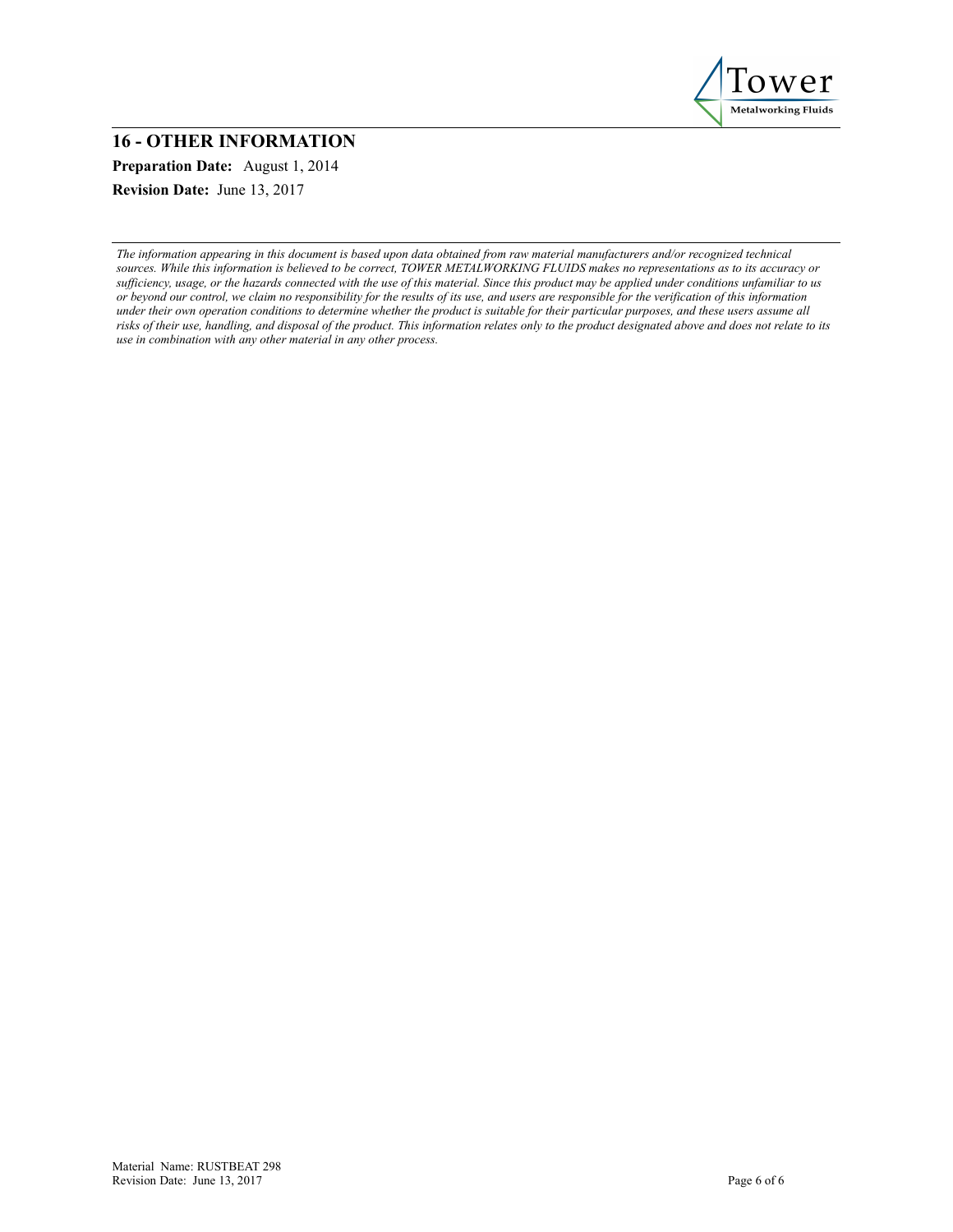## 16 - OTHER INFORMATION

**Preparation Date:** August 1, 2014

**Revision Date:** June 13, 2017

*The information appearing in this document is based upon data obtained from raw material manufacturers and/or recognized technical sources. While this information is believed to be correct, TOWER METALWORKING FLUIDS makes no representations as to its accuracy or sufficiency, usage, or the hazards connected with the use of this material. Since this product may be applied under conditions unfamiliar to us or beyond our control, we claim no responsibility for the results of its use, and users are responsible for the verification of this information under their own operation conditions to determine whether the product is suitable for their particular purposes, and these users assume all risks of their use, handling, and disposal of the product. This information relates only to the product designated above and does not relate to its use in combination with any other material in any other process.*